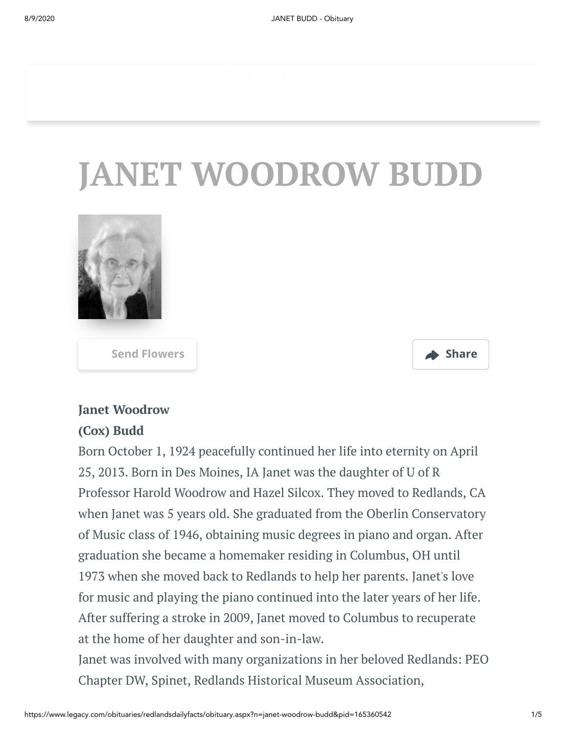# JANET WOODROW BUDD

Send Flowers

Share

**Janet Woodrow**
**(Cox) Budd**

Born October 1, 1924 peacefully continued her life into eternity on April 25, 2013. Born in Des Moines, IA Janet was the daughter of U of R Professor Harold Woodrow and Hazel Silcox. They moved to Redlands, CA when Janet was 5 years old. She graduated from the Oberlin Conservatory of Music class of 1946, obtaining music degrees in piano and organ. After graduation she became a homemaker residing in Columbus, OH until 1973 when she moved back to Redlands to help her parents. Janet's love for music and playing the piano continued into the later years of her life. After suffering a stroke in 2009, Janet moved to Columbus to recuperate at the home of her daughter and son-in-law.

Janet was involved with many organizations in her beloved Redlands: PEO Chapter DW, Spinet, Redlands Historical Museum Association,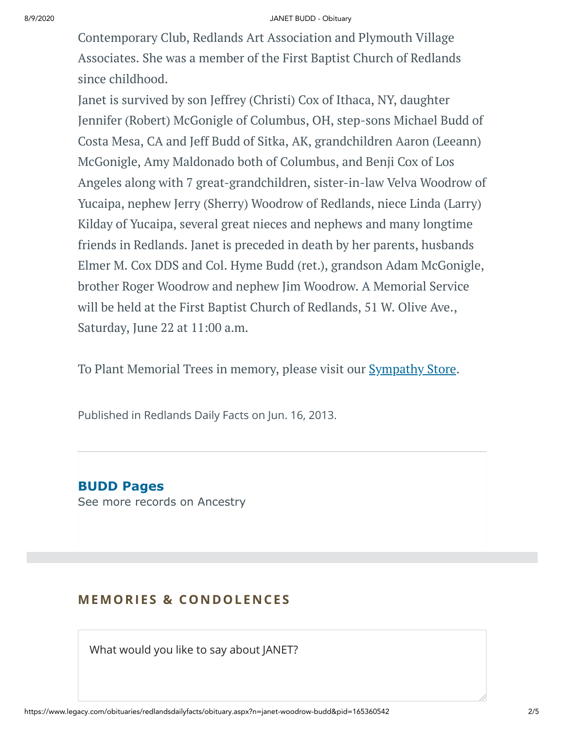Contemporary Club, Redlands Art Association and Plymouth Village Associates. She was a member of the First Baptist Church of Redlands since childhood.

Janet is survived by son Jeffrey (Christi) Cox of Ithaca, NY, daughter Jennifer (Robert) McGonigle of Columbus, OH, step-sons Michael Budd of Costa Mesa, CA and Jeff Budd of Sitka, AK, grandchildren Aaron (Leeann) McGonigle, Amy Maldonado both of Columbus, and Benji Cox of Los Angeles along with 7 great-grandchildren, sister-in-law Velva Woodrow of Yucaipa, nephew Jerry (Sherry) Woodrow of Redlands, niece Linda (Larry) Kilday of Yucaipa, several great nieces and nephews and many longtime friends in Redlands. Janet is preceded in death by her parents, husbands Elmer M. Cox DDS and Col. Hyme Budd (ret.), grandson Adam McGonigle, brother Roger Woodrow and nephew Jim Woodrow. A Memorial Service will be held at the First Baptist Church of Redlands, 51 W. Olive Ave., Saturday, June 22 at 11:00 a.m.

To Plant Memorial Trees in memory, please visit our Sympathy Store.

Published in Redlands Daily Facts on Jun. 16, 2013.

**BUDD Pages**

See more records on Ancestry

## MEMORIES & CONDOLENCES

What would you like to say about JANET?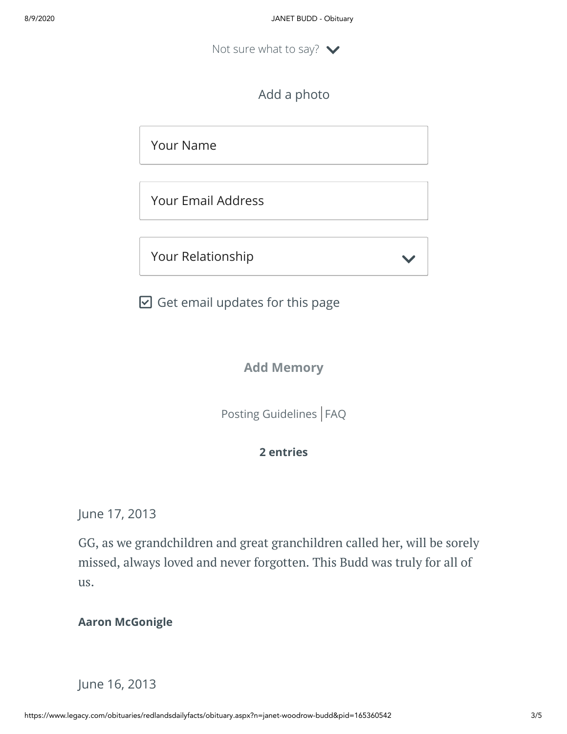Not sure what to say?

Add a photo

Your Name

Your Email Address

Your Relationship

☑ Get email updates for this page

**Add Memory**

Posting Guidelines | FAQ

**2 entries**

June 17, 2013

GG, as we grandchildren and great granchildren called her, will be sorely missed, always loved and never forgotten. This Budd was truly for all of us.

**Aaron McGonigle**

June 16, 2013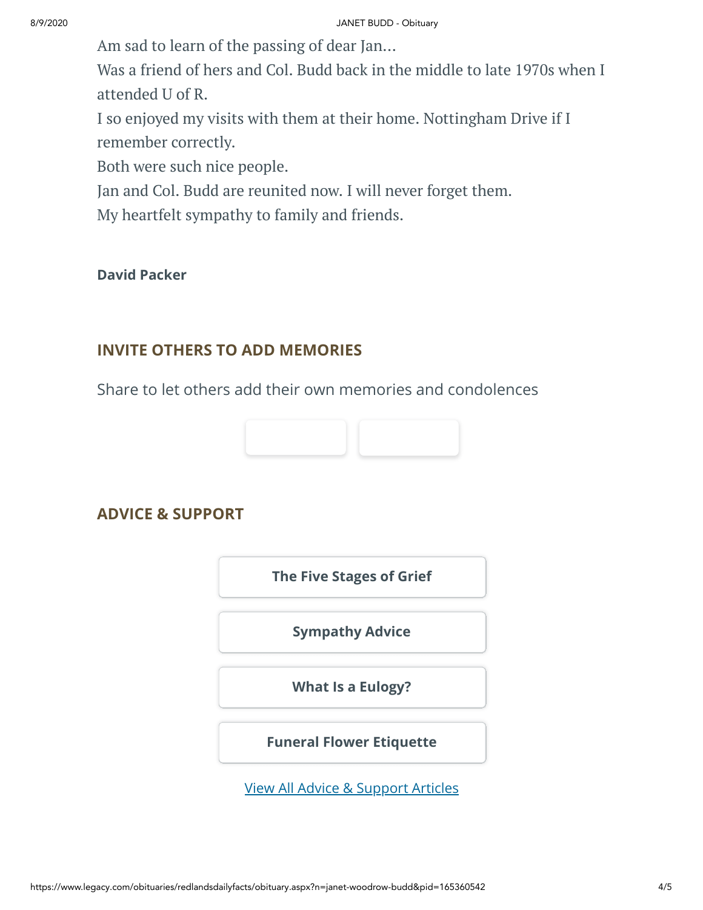Am sad to learn of the passing of dear Jan...
Was a friend of hers and Col. Budd back in the middle to late 1970s when I attended U of R.
I so enjoyed my visits with them at their home. Nottingham Drive if I remember correctly.
Both were such nice people.
Jan and Col. Budd are reunited now. I will never forget them.
My heartfelt sympathy to family and friends.

**David Packer**

## INVITE OTHERS TO ADD MEMORIES

Share to let others add their own memories and condolences

## ADVICE & SUPPORT

**The Five Stages of Grief**

**Sympathy Advice**

**What Is a Eulogy?**

**Funeral Flower Etiquette**

View All Advice & Support Articles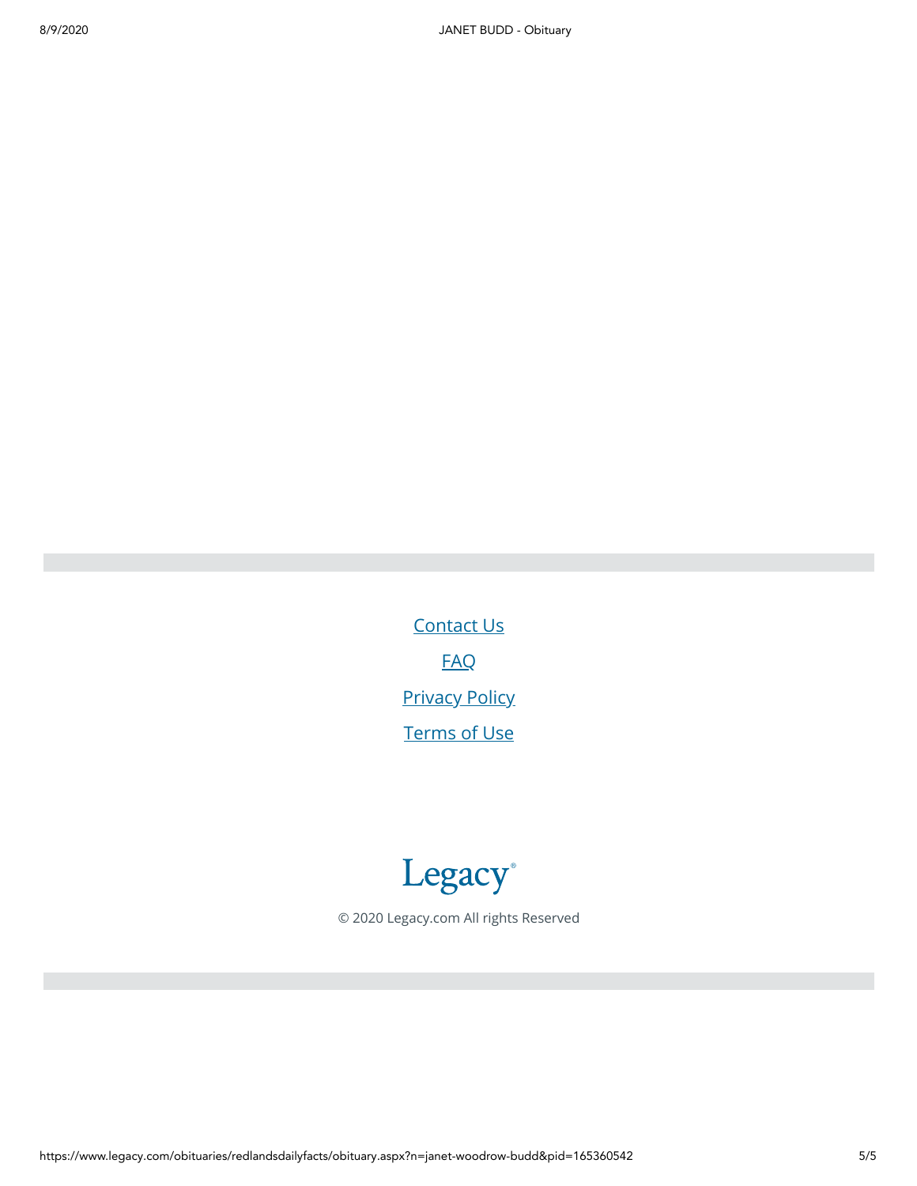Contact Us

FAQ

Privacy Policy

Terms of Use

Legacy®

© 2020 Legacy.com All rights Reserved